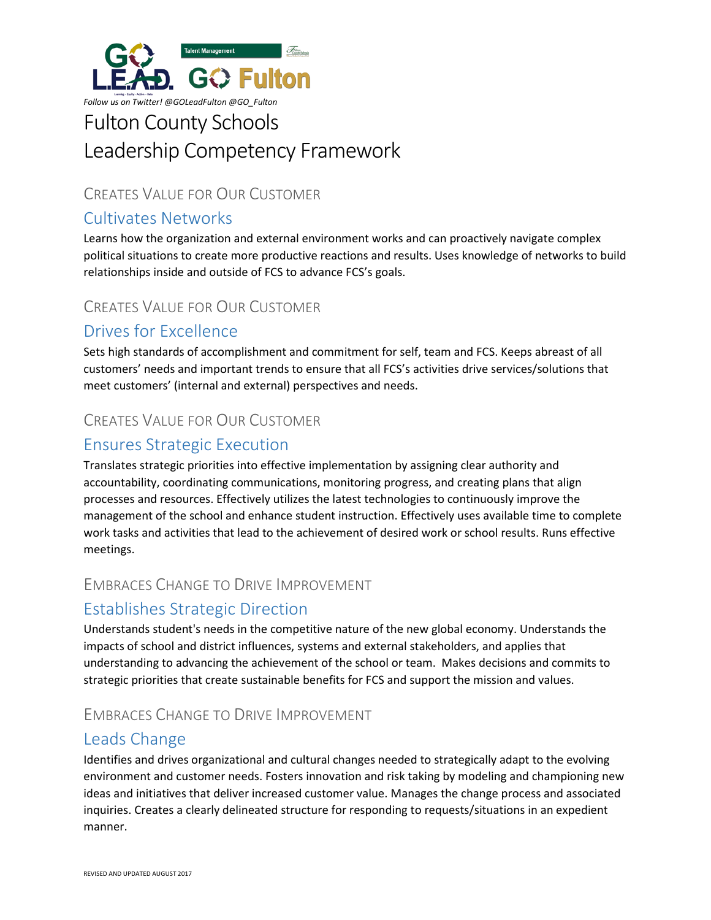*Follow us on Twitter! @GOLeadFulton @GO_Fulton*

# Fulton County Schools
# Leadership Competency Framework

### CREATES VALUE FOR OUR CUSTOMER

## Cultivates Networks

Learns how the organization and external environment works and can proactively navigate complex political situations to create more productive reactions and results. Uses knowledge of networks to build relationships inside and outside of FCS to advance FCS's goals.

### CREATES VALUE FOR OUR CUSTOMER

## Drives for Excellence

Sets high standards of accomplishment and commitment for self, team and FCS. Keeps abreast of all customers' needs and important trends to ensure that all FCS's activities drive services/solutions that meet customers' (internal and external) perspectives and needs.

### CREATES VALUE FOR OUR CUSTOMER

## Ensures Strategic Execution

Translates strategic priorities into effective implementation by assigning clear authority and accountability, coordinating communications, monitoring progress, and creating plans that align processes and resources. Effectively utilizes the latest technologies to continuously improve the management of the school and enhance student instruction. Effectively uses available time to complete work tasks and activities that lead to the achievement of desired work or school results. Runs effective meetings.

### EMBRACES CHANGE TO DRIVE IMPROVEMENT

## Establishes Strategic Direction

Understands student's needs in the competitive nature of the new global economy. Understands the impacts of school and district influences, systems and external stakeholders, and applies that understanding to advancing the achievement of the school or team. Makes decisions and commits to strategic priorities that create sustainable benefits for FCS and support the mission and values.

### EMBRACES CHANGE TO DRIVE IMPROVEMENT

## Leads Change

Identifies and drives organizational and cultural changes needed to strategically adapt to the evolving environment and customer needs. Fosters innovation and risk taking by modeling and championing new ideas and initiatives that deliver increased customer value. Manages the change process and associated inquiries. Creates a clearly delineated structure for responding to requests/situations in an expedient manner.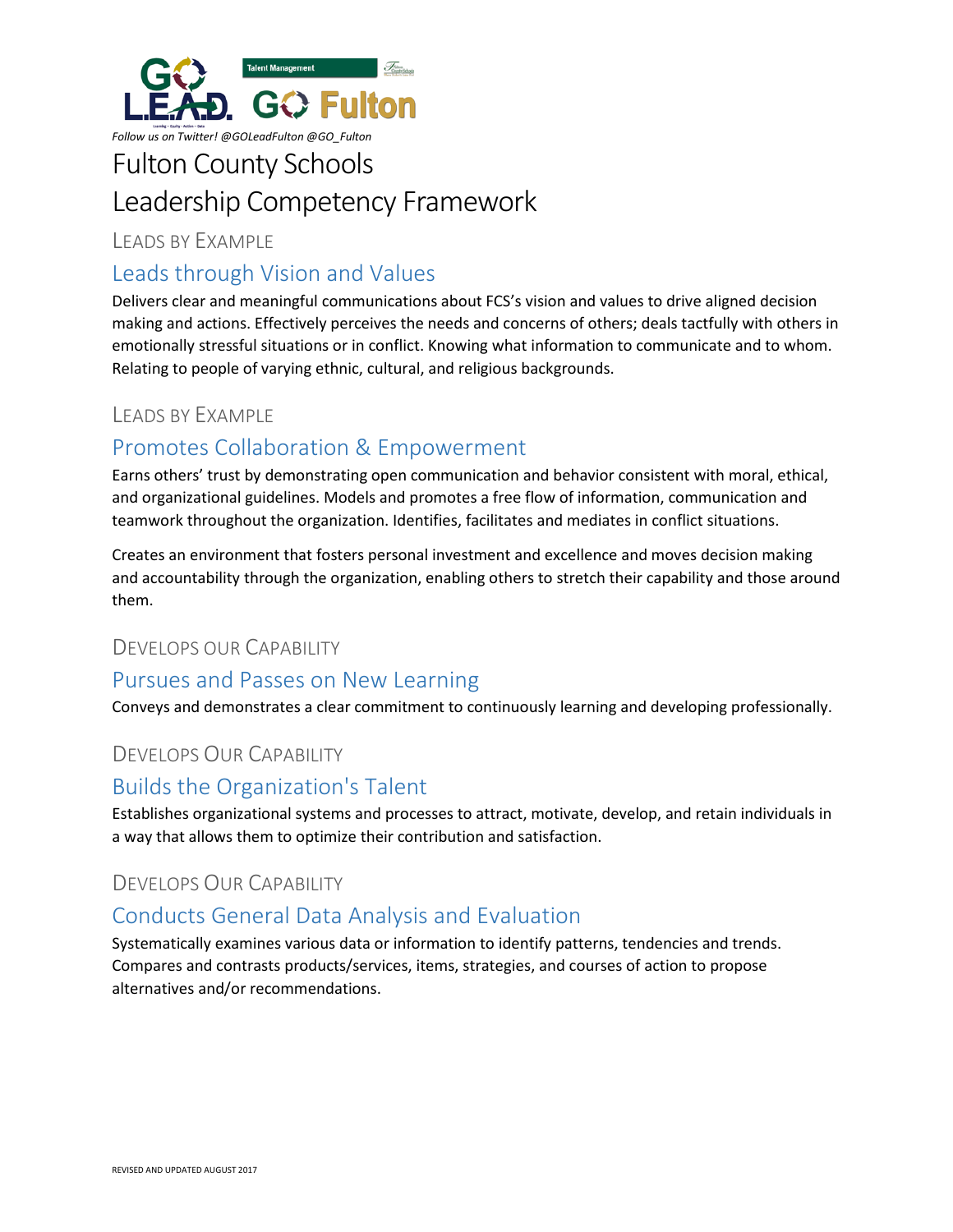Follow us on Twitter! @GOLeadFulton @GO_Fulton

# Fulton County Schools
# Leadership Competency Framework

LEADS BY EXAMPLE

## Leads through Vision and Values

Delivers clear and meaningful communications about FCS's vision and values to drive aligned decision making and actions. Effectively perceives the needs and concerns of others; deals tactfully with others in emotionally stressful situations or in conflict. Knowing what information to communicate and to whom. Relating to people of varying ethnic, cultural, and religious backgrounds.

LEADS BY EXAMPLE

## Promotes Collaboration & Empowerment

Earns others' trust by demonstrating open communication and behavior consistent with moral, ethical, and organizational guidelines. Models and promotes a free flow of information, communication and teamwork throughout the organization. Identifies, facilitates and mediates in conflict situations.

Creates an environment that fosters personal investment and excellence and moves decision making and accountability through the organization, enabling others to stretch their capability and those around them.

DEVELOPS OUR CAPABILITY

## Pursues and Passes on New Learning

Conveys and demonstrates a clear commitment to continuously learning and developing professionally.

DEVELOPS OUR CAPABILITY

## Builds the Organization's Talent

Establishes organizational systems and processes to attract, motivate, develop, and retain individuals in a way that allows them to optimize their contribution and satisfaction.

DEVELOPS OUR CAPABILITY

## Conducts General Data Analysis and Evaluation

Systematically examines various data or information to identify patterns, tendencies and trends. Compares and contrasts products/services, items, strategies, and courses of action to propose alternatives and/or recommendations.

REVISED AND UPDATED AUGUST 2017